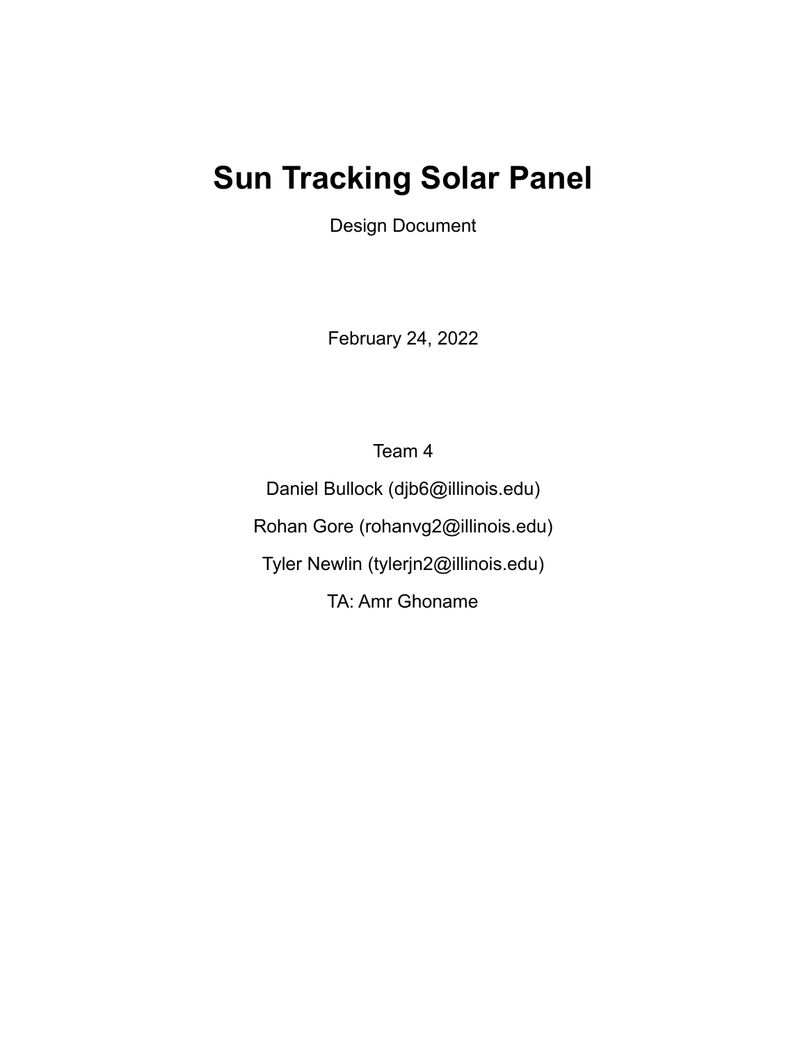# Sun Tracking Solar Panel

Design Document

February 24, 2022

Team 4

Daniel Bullock (djb6@illinois.edu)

Rohan Gore (rohanvg2@illinois.edu)

Tyler Newlin (tylerjn2@illinois.edu)

TA: Amr Ghoname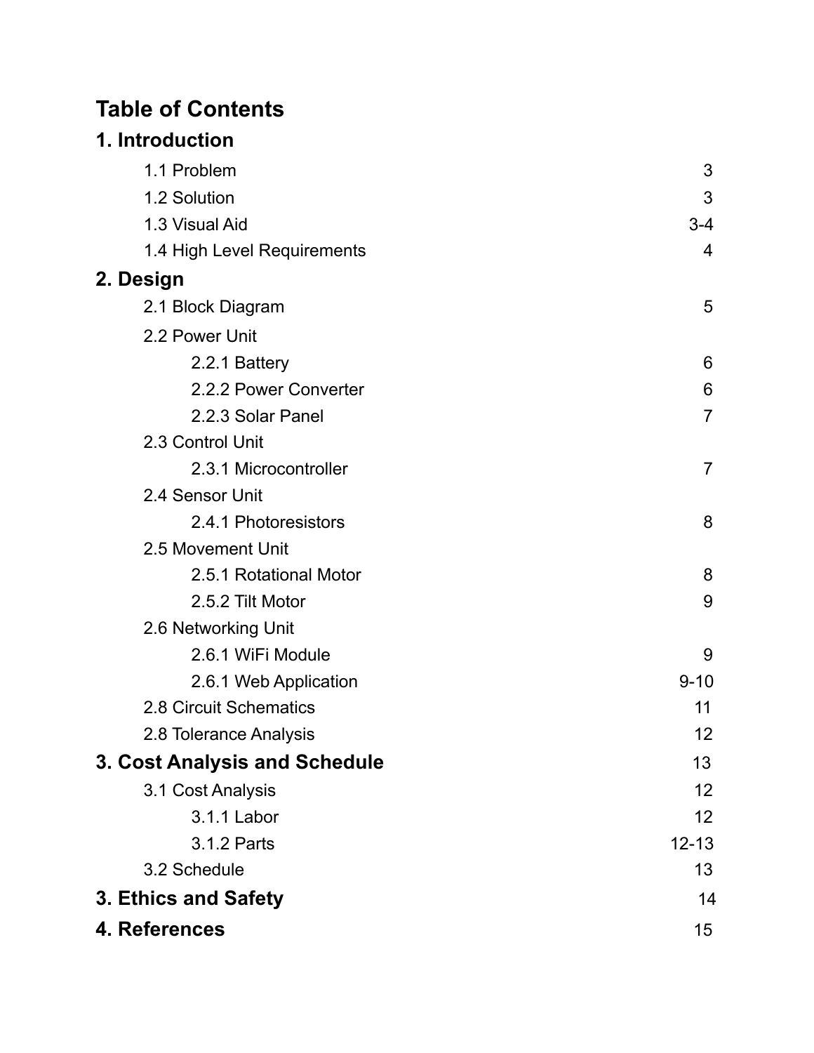# Table of Contents

| | |
|---|---|
| **1. Introduction** | |
| 1.1 Problem | 3 |
| 1.2 Solution | 3 |
| 1.3 Visual Aid | 3-4 |
| 1.4 High Level Requirements | 4 |
| **2. Design** | |
| 2.1 Block Diagram | 5 |
| 2.2 Power Unit | |
| 2.2.1 Battery | 6 |
| 2.2.2 Power Converter | 6 |
| 2.2.3 Solar Panel | 7 |
| 2.3 Control Unit | |
| 2.3.1 Microcontroller | 7 |
| 2.4 Sensor Unit | |
| 2.4.1 Photoresistors | 8 |
| 2.5 Movement Unit | |
| 2.5.1 Rotational Motor | 8 |
| 2.5.2 Tilt Motor | 9 |
| 2.6 Networking Unit | |
| 2.6.1 WiFi Module | 9 |
| 2.6.1 Web Application | 9-10 |
| 2.8 Circuit Schematics | 11 |
| 2.8 Tolerance Analysis | 12 |
| **3. Cost Analysis and Schedule** | 13 |
| 3.1 Cost Analysis | 12 |
| 3.1.1 Labor | 12 |
| 3.1.2 Parts | 12-13 |
| 3.2 Schedule | 13 |
| **3. Ethics and Safety** | 14 |
| **4. References** | 15 |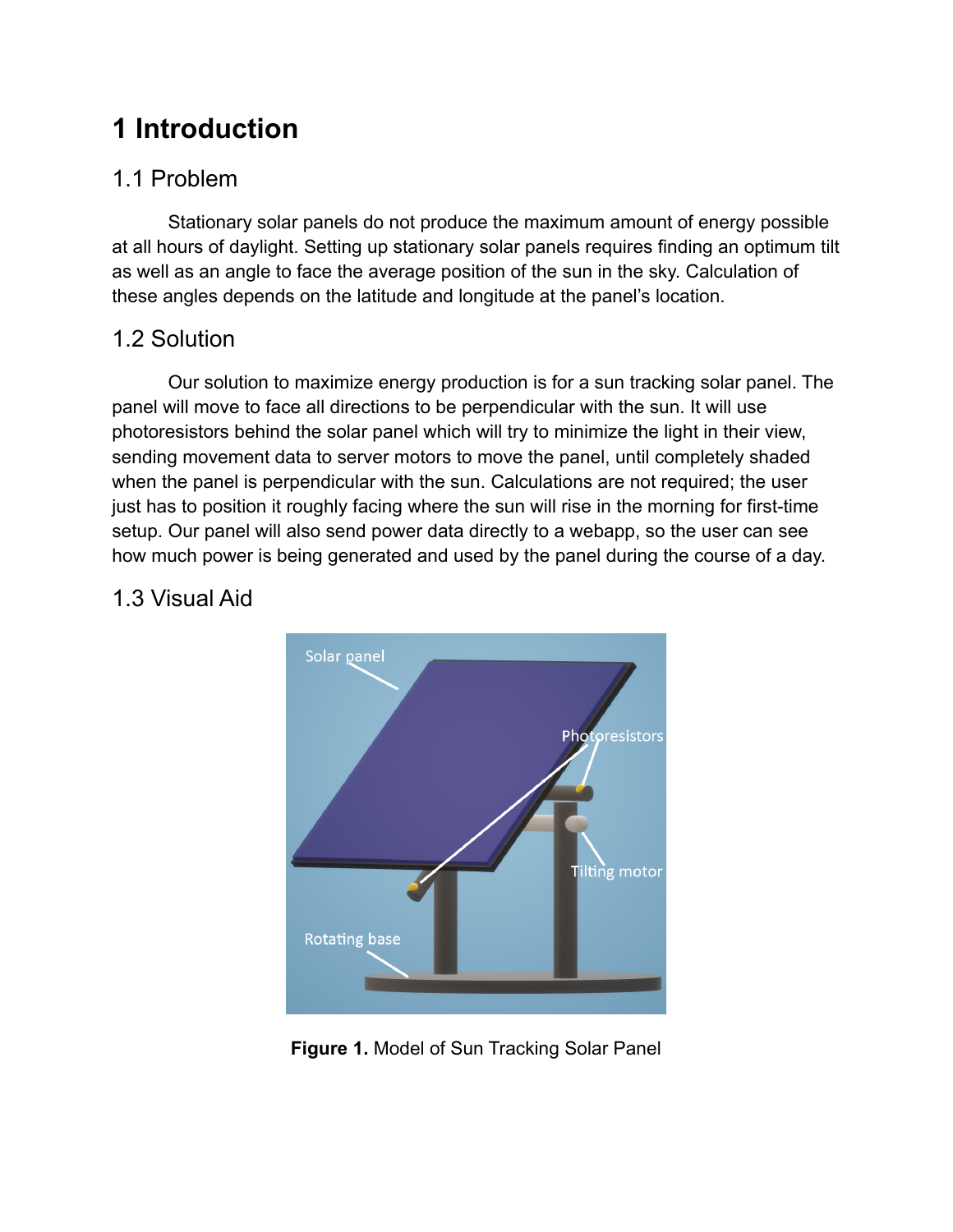# 1 Introduction

## 1.1 Problem

Stationary solar panels do not produce the maximum amount of energy possible at all hours of daylight. Setting up stationary solar panels requires finding an optimum tilt as well as an angle to face the average position of the sun in the sky. Calculation of these angles depends on the latitude and longitude at the panel's location.

## 1.2 Solution

Our solution to maximize energy production is for a sun tracking solar panel. The panel will move to face all directions to be perpendicular with the sun. It will use photoresistors behind the solar panel which will try to minimize the light in their view, sending movement data to server motors to move the panel, until completely shaded when the panel is perpendicular with the sun. Calculations are not required; the user just has to position it roughly facing where the sun will rise in the morning for first-time setup. Our panel will also send power data directly to a webapp, so the user can see how much power is being generated and used by the panel during the course of a day.

## 1.3 Visual Aid

**Figure 1.** Model of Sun Tracking Solar Panel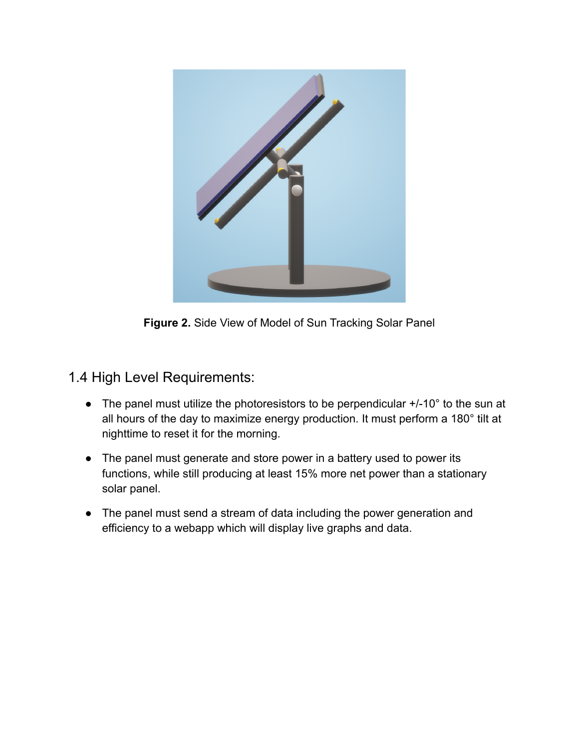**Figure 2.** Side View of Model of Sun Tracking Solar Panel

## 1.4 High Level Requirements:

- The panel must utilize the photoresistors to be perpendicular +/-10° to the sun at all hours of the day to maximize energy production. It must perform a 180° tilt at nighttime to reset it for the morning.
- The panel must generate and store power in a battery used to power its functions, while still producing at least 15% more net power than a stationary solar panel.
- The panel must send a stream of data including the power generation and efficiency to a webapp which will display live graphs and data.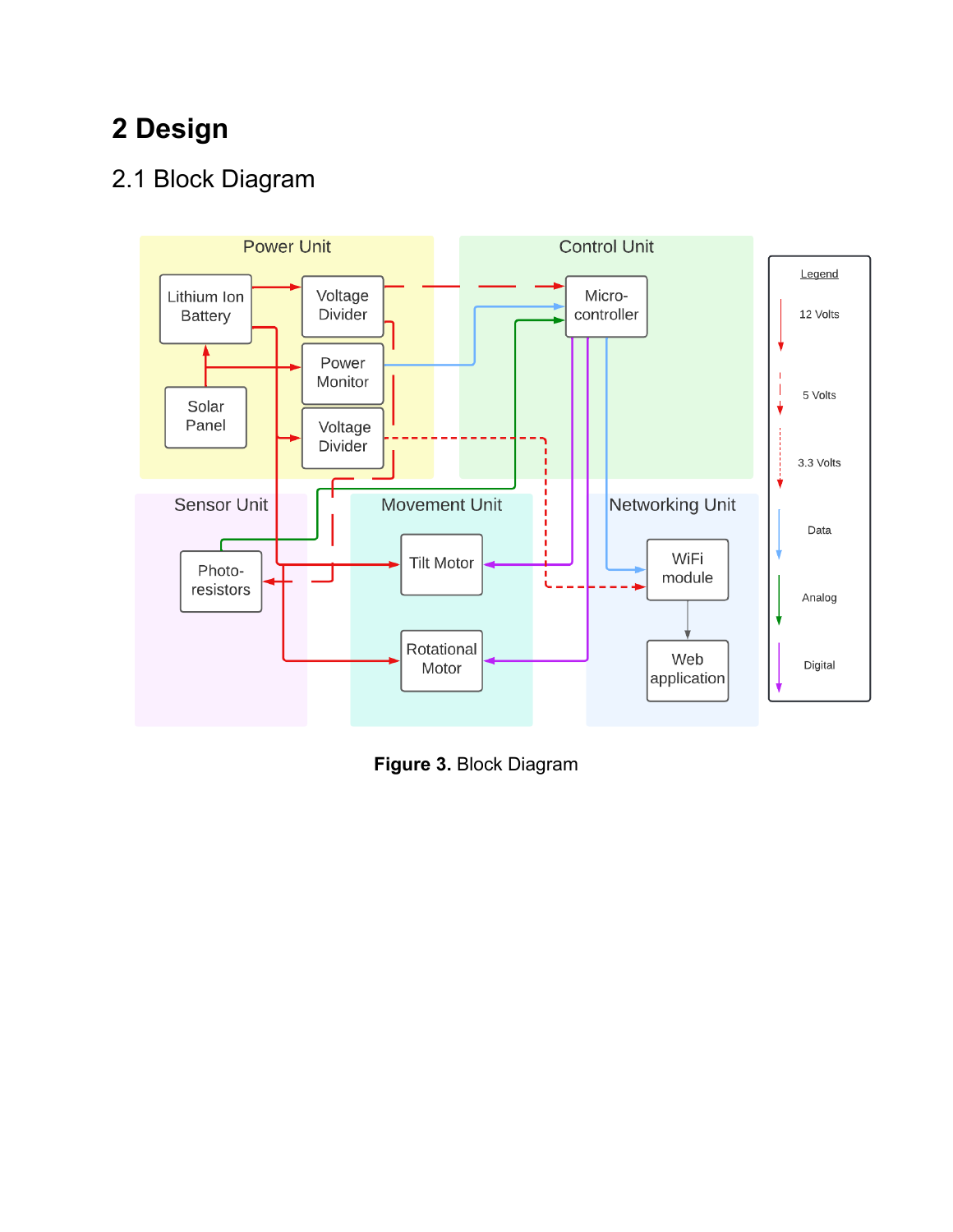# 2 Design

## 2.1 Block Diagram

**Figure 3.** Block Diagram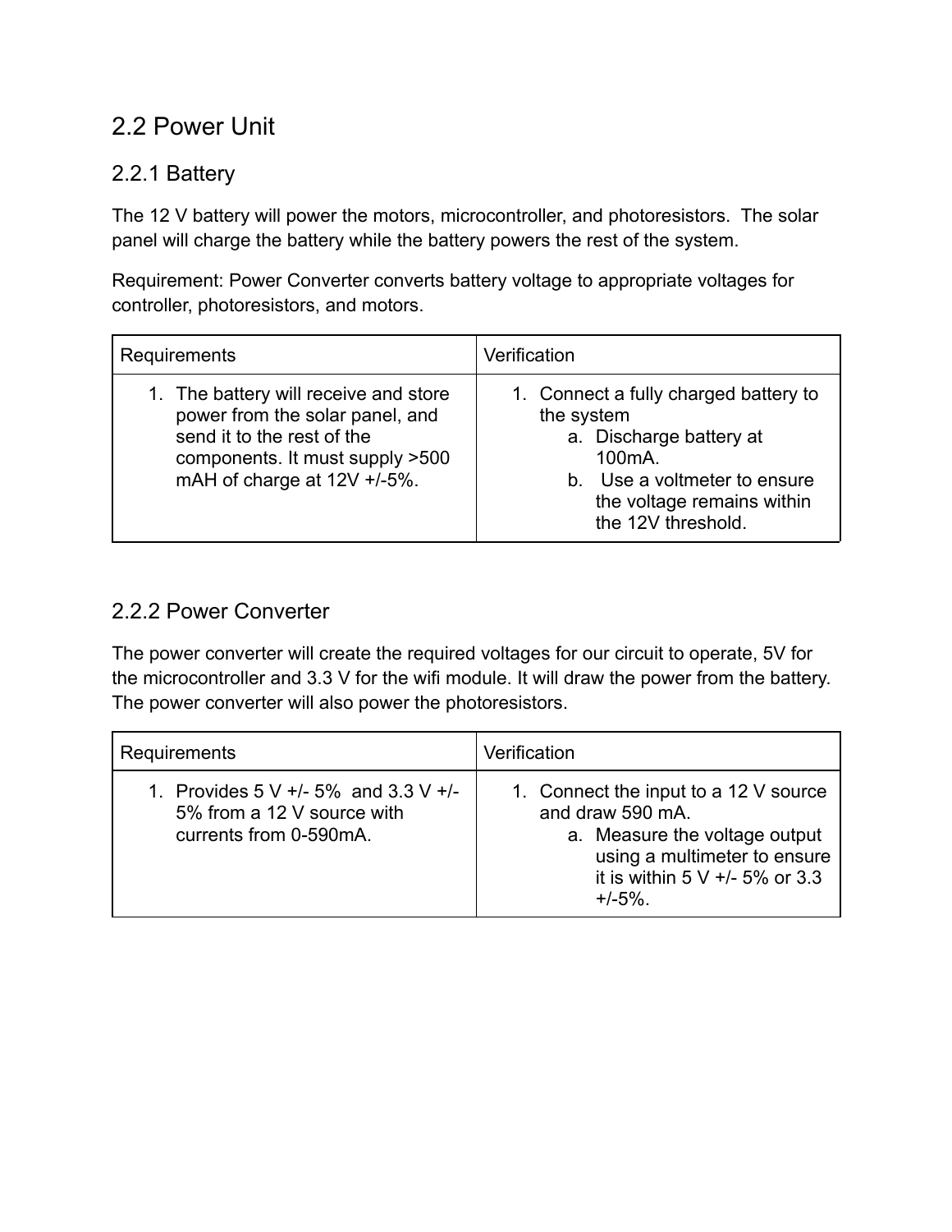## 2.2 Power Unit

### 2.2.1 Battery

The 12 V battery will power the motors, microcontroller, and photoresistors. The solar panel will charge the battery while the battery powers the rest of the system.

Requirement: Power Converter converts battery voltage to appropriate voltages for controller, photoresistors, and motors.

| Requirements | Verification |
| --- | --- |
| 1. The battery will receive and store power from the solar panel, and send it to the rest of the components. It must supply >500 mAH of charge at 12V +/-5%. | 1. Connect a fully charged battery to the system<br>a. Discharge battery at 100mA.<br>b. Use a voltmeter to ensure the voltage remains within the 12V threshold. |

### 2.2.2 Power Converter

The power converter will create the required voltages for our circuit to operate, 5V for the microcontroller and 3.3 V for the wifi module. It will draw the power from the battery. The power converter will also power the photoresistors.

| Requirements | Verification |
| --- | --- |
| 1. Provides 5 V +/- 5% and 3.3 V +/- 5% from a 12 V source with currents from 0-590mA. | 1. Connect the input to a 12 V source and draw 590 mA.<br>a. Measure the voltage output using a multimeter to ensure it is within 5 V +/- 5% or 3.3 +/-5%. |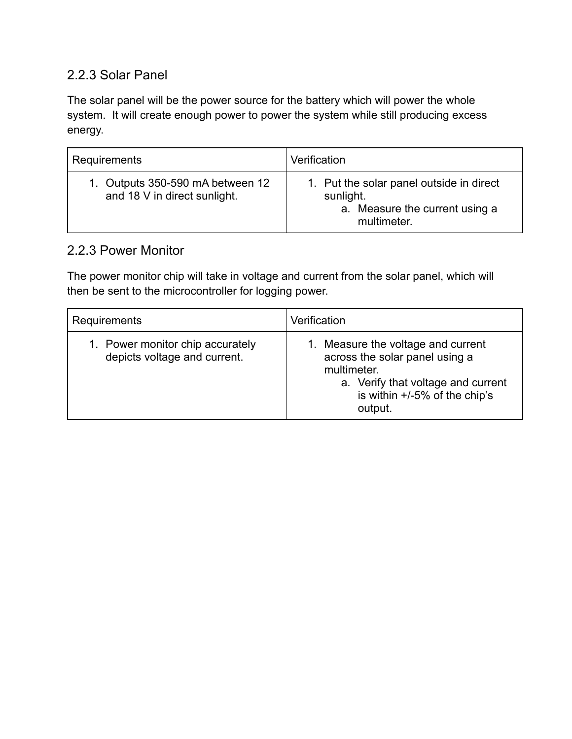### 2.2.3 Solar Panel

The solar panel will be the power source for the battery which will power the whole system. It will create enough power to power the system while still producing excess energy.

| Requirements | Verification |
|---|---|
| 1. Outputs 350-590 mA between 12 and 18 V in direct sunlight. | 1. Put the solar panel outside in direct sunlight.<br>a. Measure the current using a multimeter. |

### 2.2.3 Power Monitor

The power monitor chip will take in voltage and current from the solar panel, which will then be sent to the microcontroller for logging power.

| Requirements | Verification |
|---|---|
| 1. Power monitor chip accurately depicts voltage and current. | 1. Measure the voltage and current across the solar panel using a multimeter.<br>a. Verify that voltage and current is within +/-5% of the chip's output. |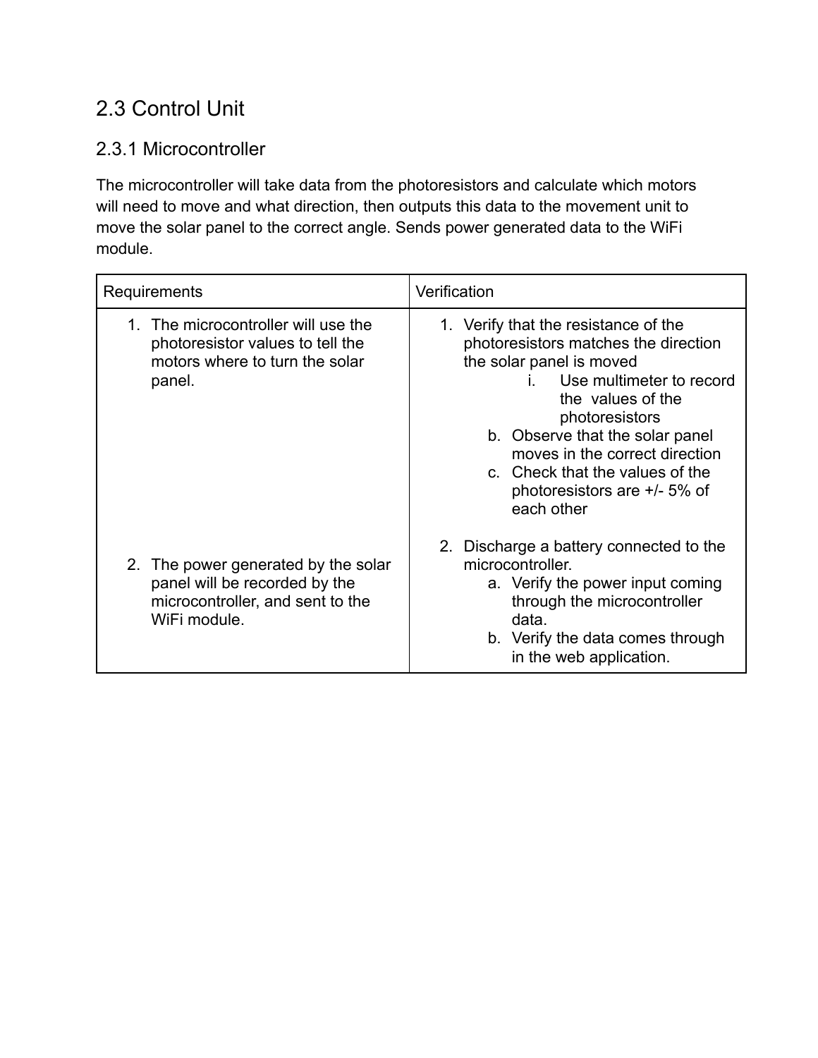## 2.3 Control Unit

### 2.3.1 Microcontroller

The microcontroller will take data from the photoresistors and calculate which motors will need to move and what direction, then outputs this data to the movement unit to move the solar panel to the correct angle. Sends power generated data to the WiFi module.

| Requirements | Verification |
| --- | --- |
| 1. The microcontroller will use the photoresistor values to tell the motors where to turn the solar panel. | 1. Verify that the resistance of the photoresistors matches the direction the solar panel is moved<br>i. Use multimeter to record the values of the photoresistors<br>b. Observe that the solar panel moves in the correct direction<br>c. Check that the values of the photoresistors are +/- 5% of each other |
| 2. The power generated by the solar panel will be recorded by the microcontroller, and sent to the WiFi module. | 2. Discharge a battery connected to the microcontroller.<br>a. Verify the power input coming through the microcontroller data.<br>b. Verify the data comes through in the web application. |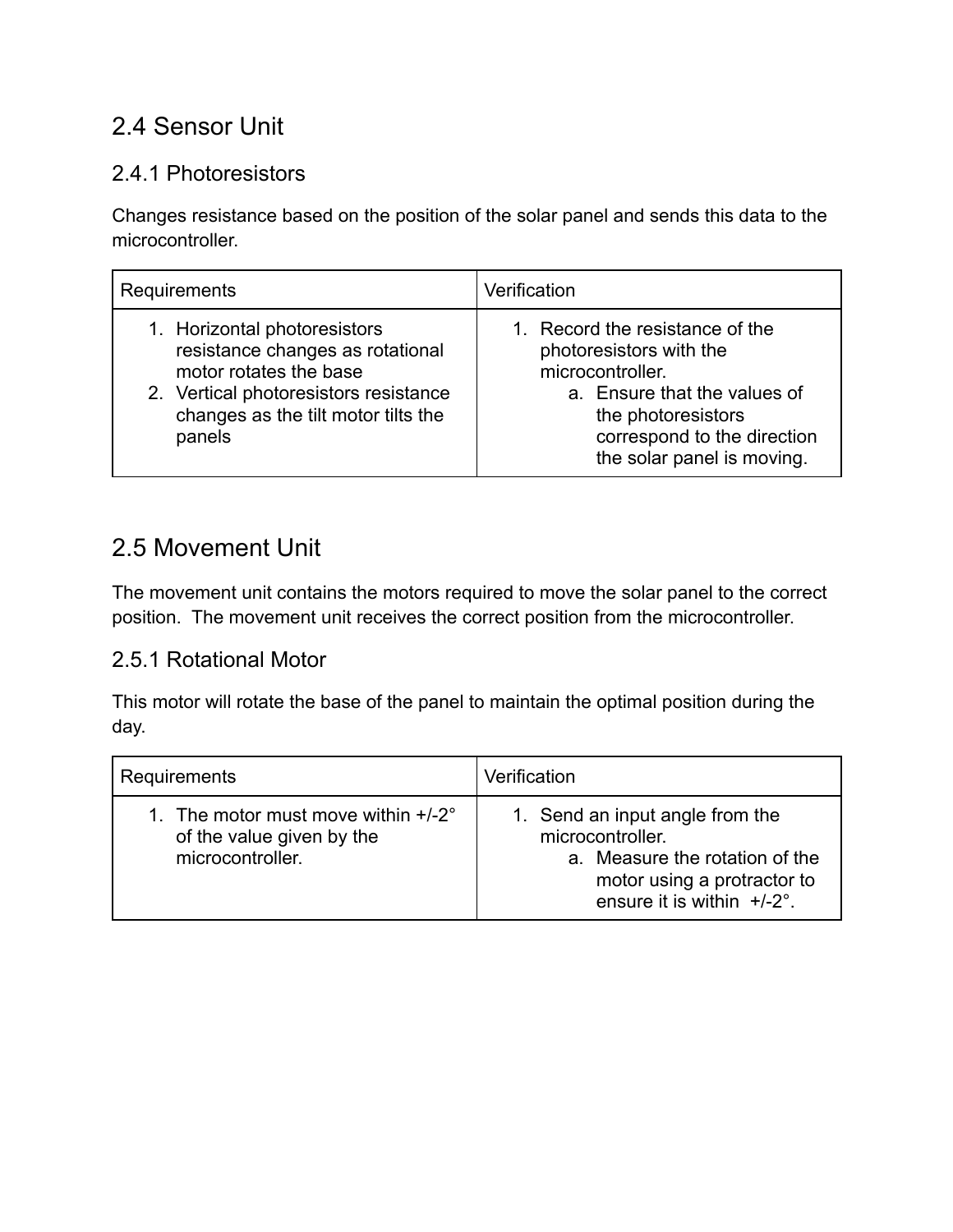## 2.4 Sensor Unit

### 2.4.1 Photoresistors

Changes resistance based on the position of the solar panel and sends this data to the microcontroller.

| Requirements | Verification |
| --- | --- |
| 1. Horizontal photoresistors resistance changes as rotational motor rotates the base<br>2. Vertical photoresistors resistance changes as the tilt motor tilts the panels | 1. Record the resistance of the photoresistors with the microcontroller.<br>a. Ensure that the values of the photoresistors correspond to the direction the solar panel is moving. |

## 2.5 Movement Unit

The movement unit contains the motors required to move the solar panel to the correct position. The movement unit receives the correct position from the microcontroller.

### 2.5.1 Rotational Motor

This motor will rotate the base of the panel to maintain the optimal position during the day.

| Requirements | Verification |
| --- | --- |
| 1. The motor must move within +/-2° of the value given by the microcontroller. | 1. Send an input angle from the microcontroller.<br>a. Measure the rotation of the motor using a protractor to ensure it is within +/-2°. |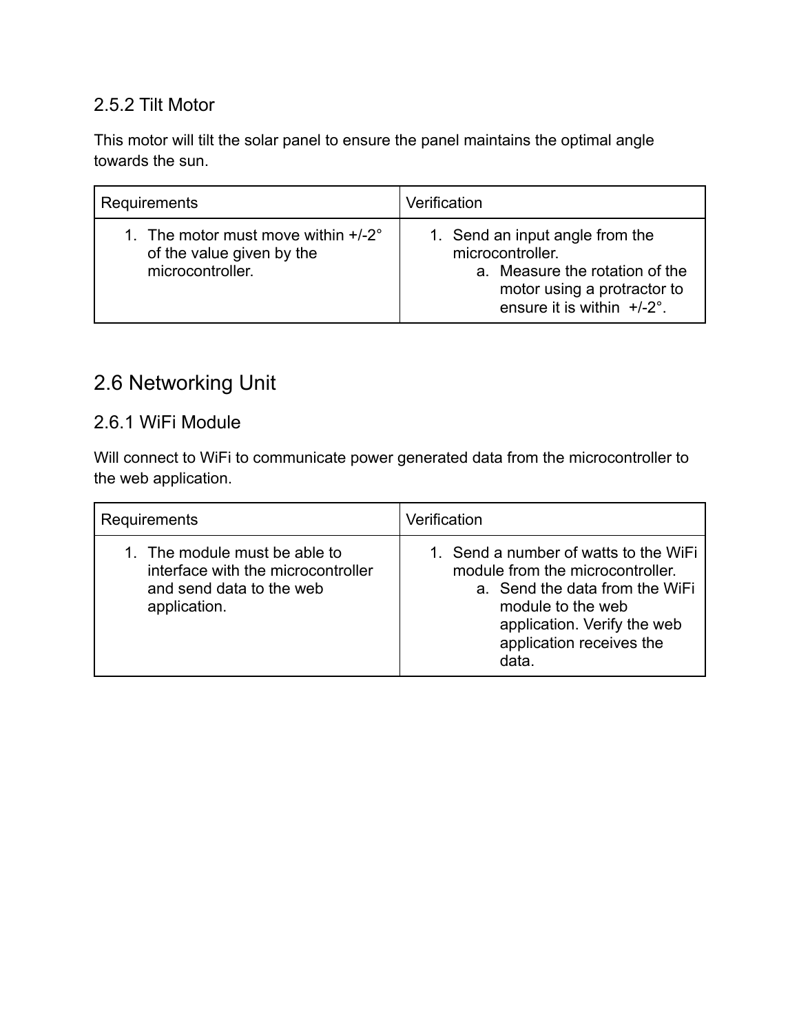### 2.5.2 Tilt Motor

This motor will tilt the solar panel to ensure the panel maintains the optimal angle towards the sun.

| Requirements | Verification |
| --- | --- |
| 1. The motor must move within +/-2° of the value given by the microcontroller. | 1. Send an input angle from the microcontroller.<br>a. Measure the rotation of the motor using a protractor to ensure it is within +/-2°. |

## 2.6 Networking Unit

### 2.6.1 WiFi Module

Will connect to WiFi to communicate power generated data from the microcontroller to the web application.

| Requirements | Verification |
| --- | --- |
| 1. The module must be able to interface with the microcontroller and send data to the web application. | 1. Send a number of watts to the WiFi module from the microcontroller.<br>a. Send the data from the WiFi module to the web application. Verify the web application receives the data. |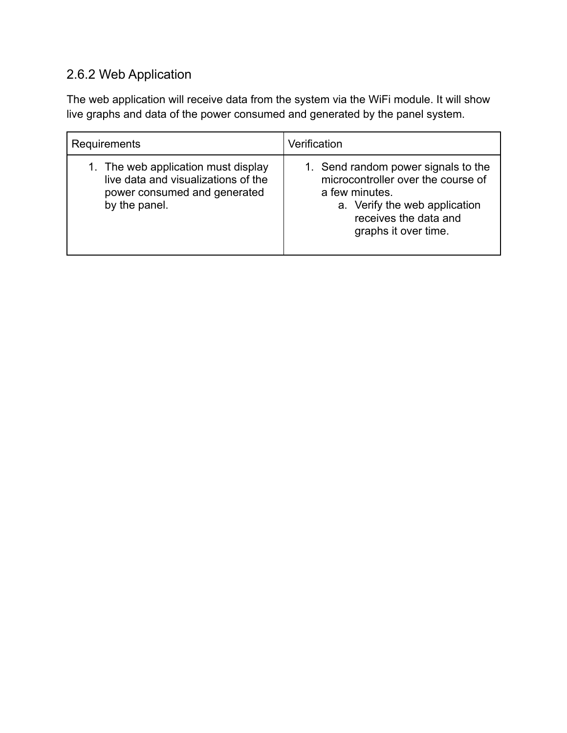### 2.6.2 Web Application

The web application will receive data from the system via the WiFi module. It will show live graphs and data of the power consumed and generated by the panel system.

| Requirements | Verification |
| --- | --- |
| 1. The web application must display live data and visualizations of the power consumed and generated by the panel. | 1. Send random power signals to the microcontroller over the course of a few minutes.<br>a. Verify the web application receives the data and graphs it over time. |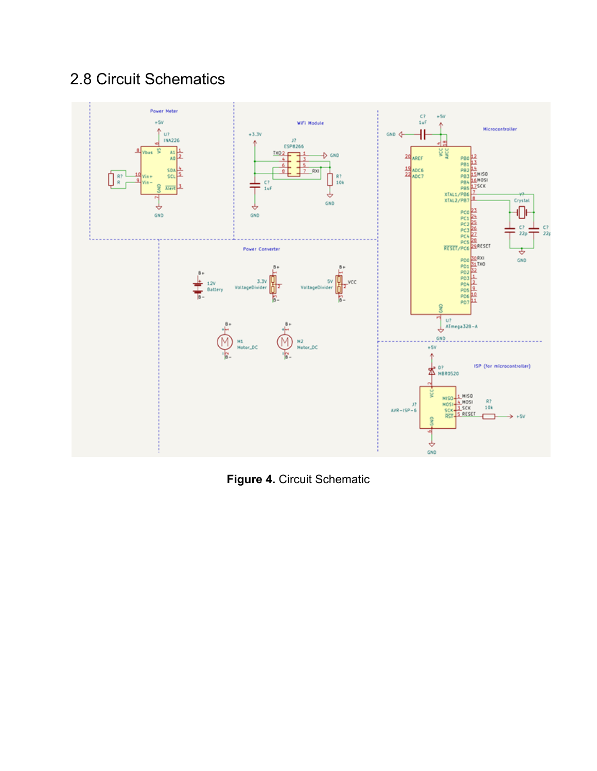## 2.8 Circuit Schematics

**Figure 4.** Circuit Schematic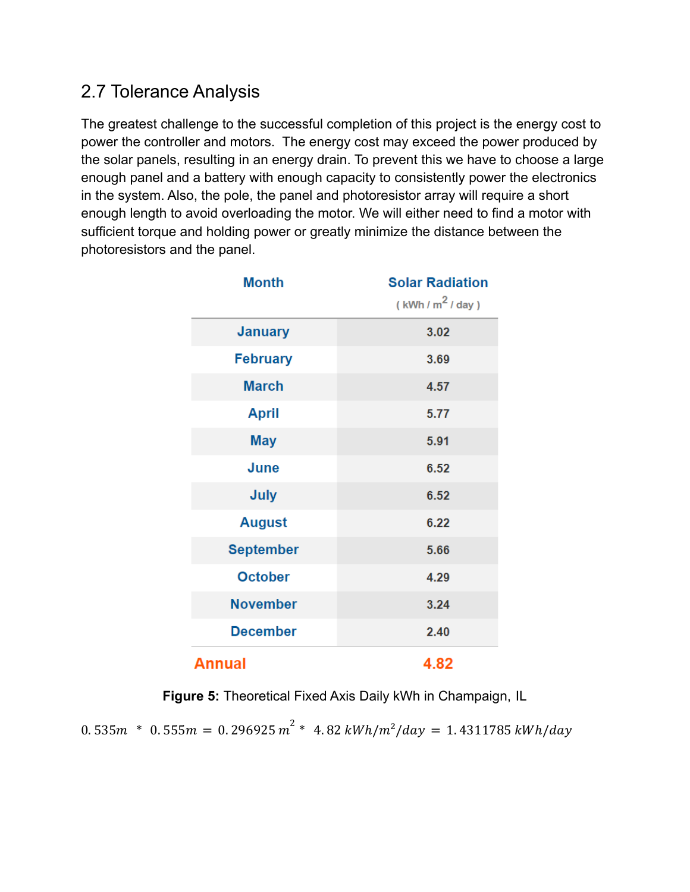## 2.7 Tolerance Analysis

The greatest challenge to the successful completion of this project is the energy cost to power the controller and motors. The energy cost may exceed the power produced by the solar panels, resulting in an energy drain. To prevent this we have to choose a large enough panel and a battery with enough capacity to consistently power the electronics in the system. Also, the pole, the panel and photoresistor array will require a short enough length to avoid overloading the motor. We will either need to find a motor with sufficient torque and holding power or greatly minimize the distance between the photoresistors and the panel.

| Month | Solar Radiation ( kWh / $m^2$ / day ) |
|---|---|
| January | 3.02 |
| February | 3.69 |
| March | 4.57 |
| April | 5.77 |
| May | 5.91 |
| June | 6.52 |
| July | 6.52 |
| August | 6.22 |
| September | 5.66 |
| October | 4.29 |
| November | 3.24 |
| December | 2.40 |
| Annual | 4.82 |

**Figure 5:** Theoretical Fixed Axis Daily kWh in Champaign, IL

$$0.535m \ * \ 0.555m = 0.296925\, m^2 * \ 4.82\ kWh/m^2/day = 1.4311785\ kWh/day$$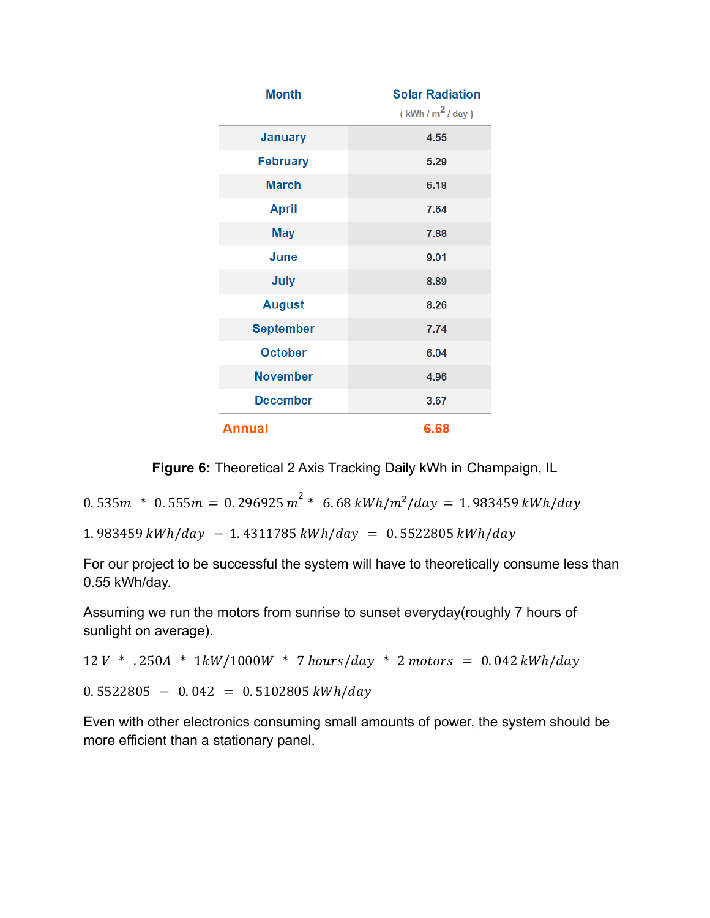| Month | Solar Radiation ( kWh / m$^2$ / day ) |
|---|---|
| January | 4.55 |
| February | 5.29 |
| March | 6.18 |
| April | 7.64 |
| May | 7.88 |
| June | 9.01 |
| July | 8.89 |
| August | 8.26 |
| September | 7.74 |
| October | 6.04 |
| November | 4.96 |
| December | 3.67 |
| Annual | 6.68 |

**Figure 6:** Theoretical 2 Axis Tracking Daily kWh in Champaign, IL

$$0.535m \ * \ 0.555m = 0.296925\, m^2 * \ 6.68\, kWh/m^2/day = 1.983459\, kWh/day$$

$$1.983459\, kWh/day \ - 1.4311785\, kWh/day \ = \ 0.5522805\, kWh/day$$

For our project to be successful the system will have to theoretically consume less than 0.55 kWh/day.

Assuming we run the motors from sunrise to sunset everyday(roughly 7 hours of sunlight on average).

$$12\, V \ * \ .250A \ * \ 1kW/1000W \ * \ 7\, hours/day \ * \ 2\, motors \ = \ 0.042\, kWh/day$$

$$0.5522805 \ - \ 0.042 \ = \ 0.5102805\, kWh/day$$

Even with other electronics consuming small amounts of power, the system should be more efficient than a stationary panel.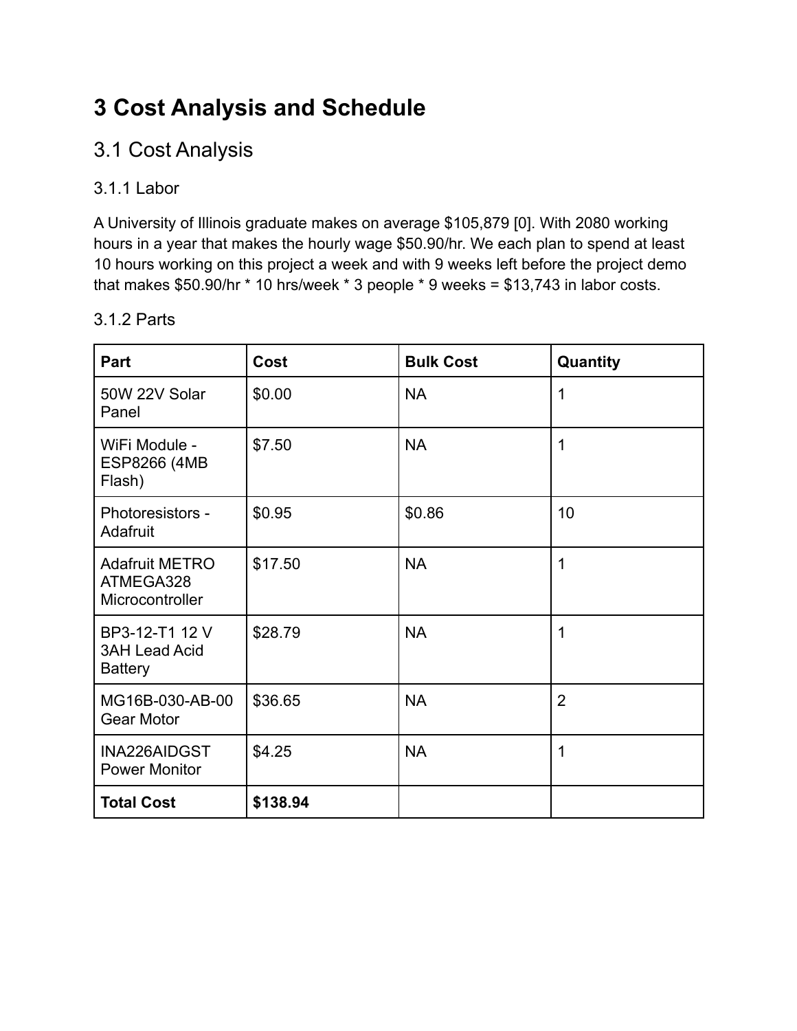# 3 Cost Analysis and Schedule

## 3.1 Cost Analysis

### 3.1.1 Labor

A University of Illinois graduate makes on average $105,879 [0]. With 2080 working hours in a year that makes the hourly wage $50.90/hr. We each plan to spend at least 10 hours working on this project a week and with 9 weeks left before the project demo that makes $50.90/hr * 10 hrs/week * 3 people * 9 weeks = $13,743 in labor costs.

### 3.1.2 Parts

| Part | Cost | Bulk Cost | Quantity |
| --- | --- | --- | --- |
| 50W 22V Solar Panel | $0.00 | NA | 1 |
| WiFi Module - ESP8266 (4MB Flash) | $7.50 | NA | 1 |
| Photoresistors - Adafruit | $0.95 | $0.86 | 10 |
| Adafruit METRO ATMEGA328 Microcontroller | $17.50 | NA | 1 |
| BP3-12-T1 12 V 3AH Lead Acid Battery | $28.79 | NA | 1 |
| MG16B-030-AB-00 Gear Motor | $36.65 | NA | 2 |
| INA226AIDGST Power Monitor | $4.25 | NA | 1 |
| **Total Cost** | **$138.94** | | |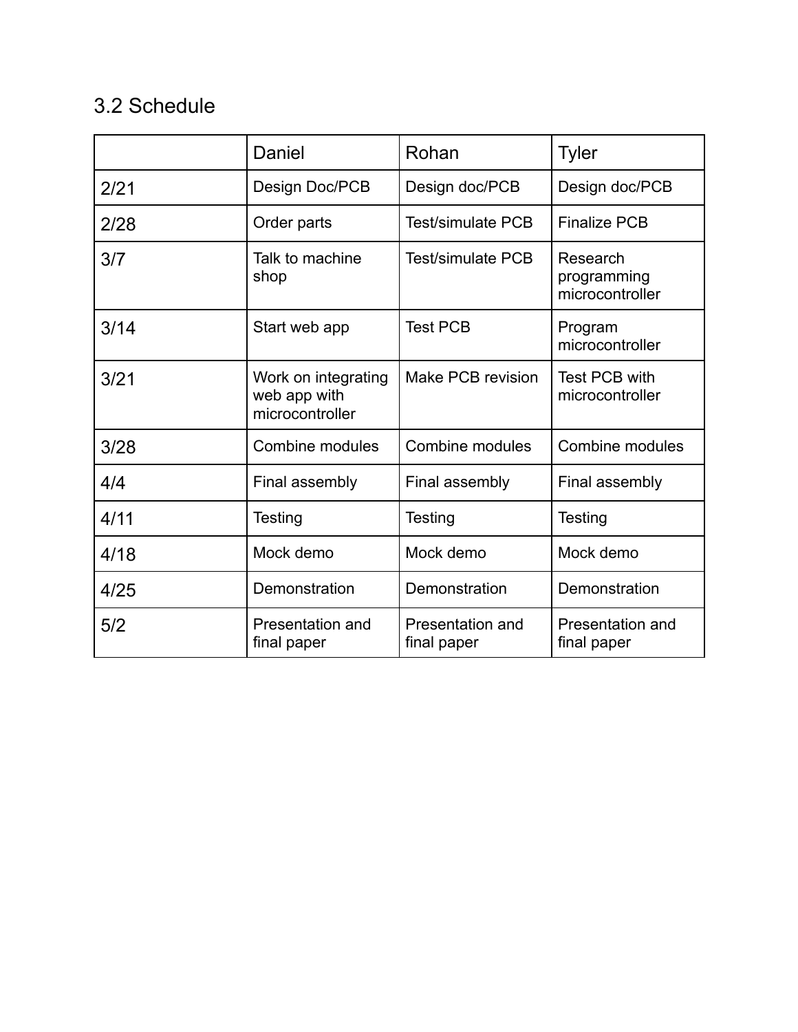### 3.2 Schedule

| | Daniel | Rohan | Tyler |
|---|---|---|---|
| 2/21 | Design Doc/PCB | Design doc/PCB | Design doc/PCB |
| 2/28 | Order parts | Test/simulate PCB | Finalize PCB |
| 3/7 | Talk to machine shop | Test/simulate PCB | Research programming microcontroller |
| 3/14 | Start web app | Test PCB | Program microcontroller |
| 3/21 | Work on integrating web app with microcontroller | Make PCB revision | Test PCB with microcontroller |
| 3/28 | Combine modules | Combine modules | Combine modules |
| 4/4 | Final assembly | Final assembly | Final assembly |
| 4/11 | Testing | Testing | Testing |
| 4/18 | Mock demo | Mock demo | Mock demo |
| 4/25 | Demonstration | Demonstration | Demonstration |
| 5/2 | Presentation and final paper | Presentation and final paper | Presentation and final paper |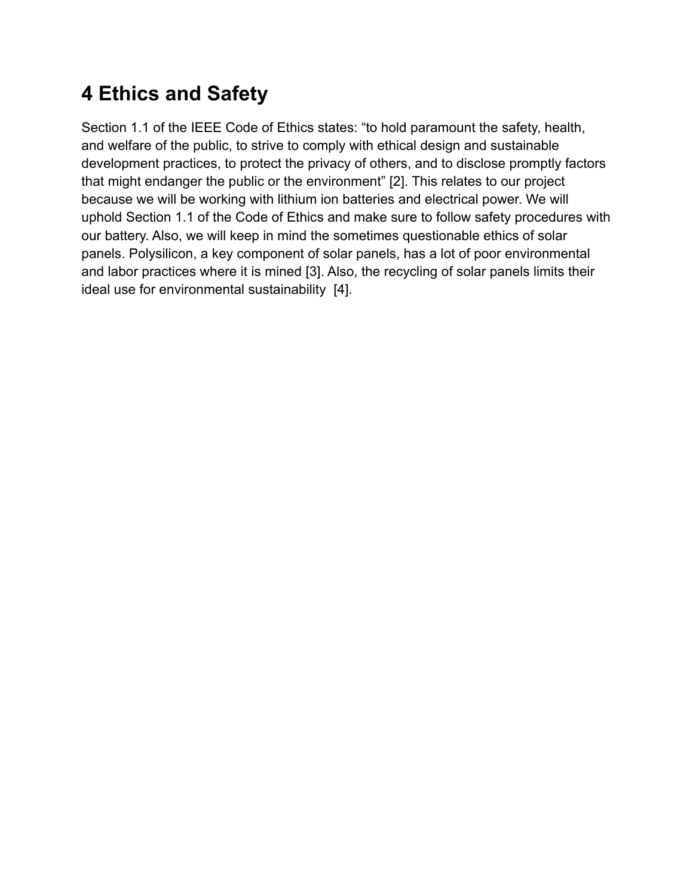# 4 Ethics and Safety

Section 1.1 of the IEEE Code of Ethics states: “to hold paramount the safety, health, and welfare of the public, to strive to comply with ethical design and sustainable development practices, to protect the privacy of others, and to disclose promptly factors that might endanger the public or the environment” [2]. This relates to our project because we will be working with lithium ion batteries and electrical power. We will uphold Section 1.1 of the Code of Ethics and make sure to follow safety procedures with our battery. Also, we will keep in mind the sometimes questionable ethics of solar panels. Polysilicon, a key component of solar panels, has a lot of poor environmental and labor practices where it is mined [3]. Also, the recycling of solar panels limits their ideal use for environmental sustainability [4].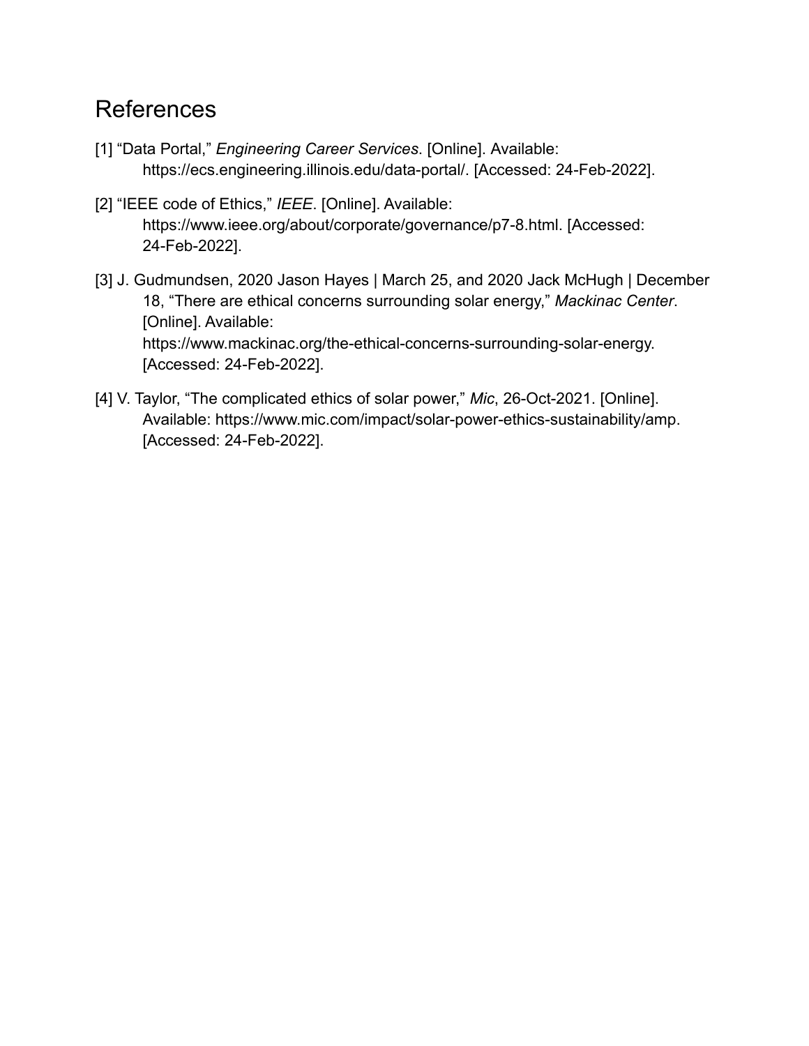# References

[1] "Data Portal," *Engineering Career Services*. [Online]. Available: https://ecs.engineering.illinois.edu/data-portal/. [Accessed: 24-Feb-2022].

[2] "IEEE code of Ethics," *IEEE*. [Online]. Available: https://www.ieee.org/about/corporate/governance/p7-8.html. [Accessed: 24-Feb-2022].

[3] J. Gudmundsen, 2020 Jason Hayes | March 25, and 2020 Jack McHugh | December 18, "There are ethical concerns surrounding solar energy," *Mackinac Center*. [Online]. Available: https://www.mackinac.org/the-ethical-concerns-surrounding-solar-energy. [Accessed: 24-Feb-2022].

[4] V. Taylor, "The complicated ethics of solar power," *Mic*, 26-Oct-2021. [Online]. Available: https://www.mic.com/impact/solar-power-ethics-sustainability/amp. [Accessed: 24-Feb-2022].